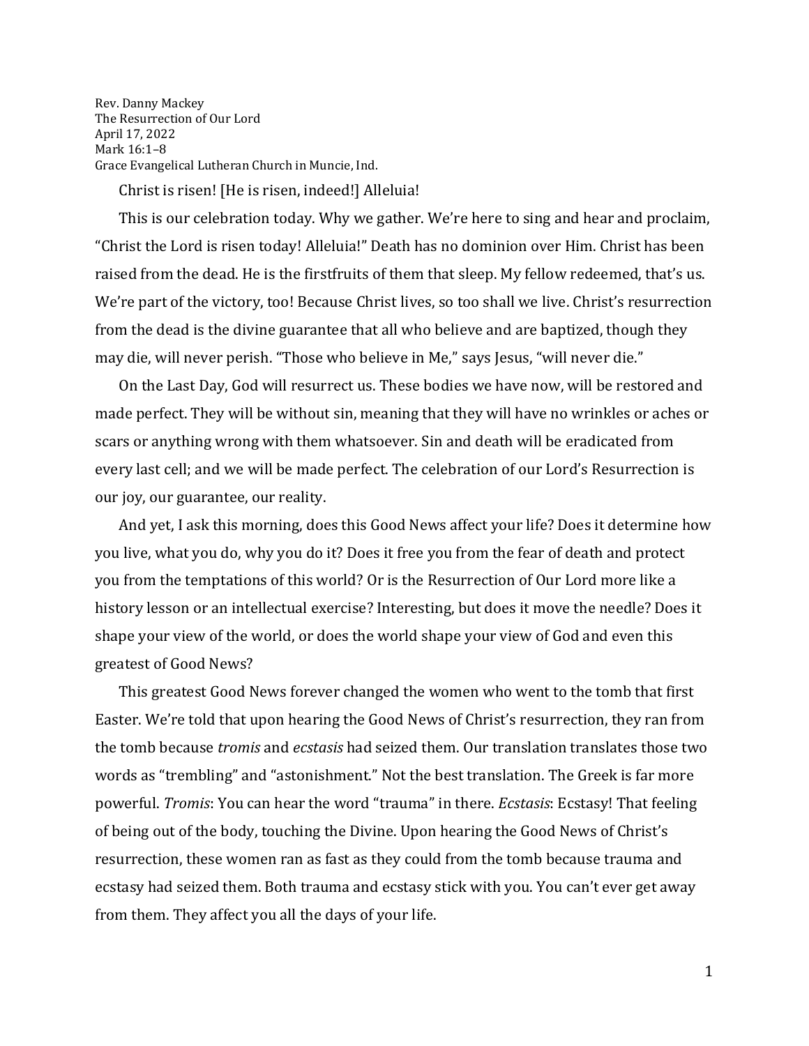Rev. Danny Mackey
The Resurrection of Our Lord
April 17, 2022
Mark 16:1–8
Grace Evangelical Lutheran Church in Muncie, Ind.

Christ is risen! [He is risen, indeed!] Alleluia!

This is our celebration today. Why we gather. We're here to sing and hear and proclaim, "Christ the Lord is risen today! Alleluia!" Death has no dominion over Him. Christ has been raised from the dead. He is the firstfruits of them that sleep. My fellow redeemed, that's us. We're part of the victory, too! Because Christ lives, so too shall we live. Christ's resurrection from the dead is the divine guarantee that all who believe and are baptized, though they may die, will never perish. "Those who believe in Me," says Jesus, "will never die."

On the Last Day, God will resurrect us. These bodies we have now, will be restored and made perfect. They will be without sin, meaning that they will have no wrinkles or aches or scars or anything wrong with them whatsoever. Sin and death will be eradicated from every last cell; and we will be made perfect. The celebration of our Lord's Resurrection is our joy, our guarantee, our reality.

And yet, I ask this morning, does this Good News affect your life? Does it determine how you live, what you do, why you do it? Does it free you from the fear of death and protect you from the temptations of this world? Or is the Resurrection of Our Lord more like a history lesson or an intellectual exercise? Interesting, but does it move the needle? Does it shape your view of the world, or does the world shape your view of God and even this greatest of Good News?

This greatest Good News forever changed the women who went to the tomb that first Easter. We're told that upon hearing the Good News of Christ's resurrection, they ran from the tomb because *tromis* and *ecstasis* had seized them. Our translation translates those two words as "trembling" and "astonishment." Not the best translation. The Greek is far more powerful. *Tromis*: You can hear the word "trauma" in there. *Ecstasis*: Ecstasy! That feeling of being out of the body, touching the Divine. Upon hearing the Good News of Christ's resurrection, these women ran as fast as they could from the tomb because trauma and ecstasy had seized them. Both trauma and ecstasy stick with you. You can't ever get away from them. They affect you all the days of your life.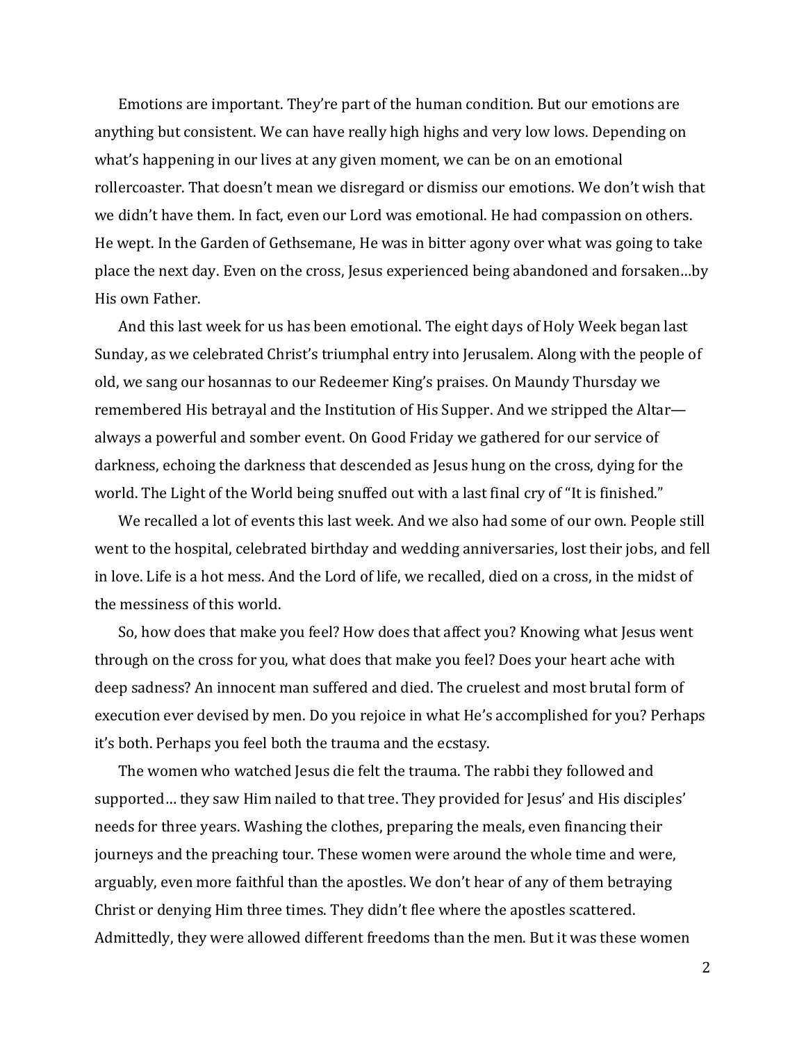Emotions are important. They're part of the human condition. But our emotions are anything but consistent. We can have really high highs and very low lows. Depending on what's happening in our lives at any given moment, we can be on an emotional rollercoaster. That doesn't mean we disregard or dismiss our emotions. We don't wish that we didn't have them. In fact, even our Lord was emotional. He had compassion on others. He wept. In the Garden of Gethsemane, He was in bitter agony over what was going to take place the next day. Even on the cross, Jesus experienced being abandoned and forsaken…by His own Father.

And this last week for us has been emotional. The eight days of Holy Week began last Sunday, as we celebrated Christ's triumphal entry into Jerusalem. Along with the people of old, we sang our hosannas to our Redeemer King's praises. On Maundy Thursday we remembered His betrayal and the Institution of His Supper. And we stripped the Altar—always a powerful and somber event. On Good Friday we gathered for our service of darkness, echoing the darkness that descended as Jesus hung on the cross, dying for the world. The Light of the World being snuffed out with a last final cry of "It is finished."

We recalled a lot of events this last week. And we also had some of our own. People still went to the hospital, celebrated birthday and wedding anniversaries, lost their jobs, and fell in love. Life is a hot mess. And the Lord of life, we recalled, died on a cross, in the midst of the messiness of this world.

So, how does that make you feel? How does that affect you? Knowing what Jesus went through on the cross for you, what does that make you feel? Does your heart ache with deep sadness? An innocent man suffered and died. The cruelest and most brutal form of execution ever devised by men. Do you rejoice in what He's accomplished for you? Perhaps it's both. Perhaps you feel both the trauma and the ecstasy.

The women who watched Jesus die felt the trauma. The rabbi they followed and supported… they saw Him nailed to that tree. They provided for Jesus' and His disciples' needs for three years. Washing the clothes, preparing the meals, even financing their journeys and the preaching tour. These women were around the whole time and were, arguably, even more faithful than the apostles. We don't hear of any of them betraying Christ or denying Him three times. They didn't flee where the apostles scattered. Admittedly, they were allowed different freedoms than the men. But it was these women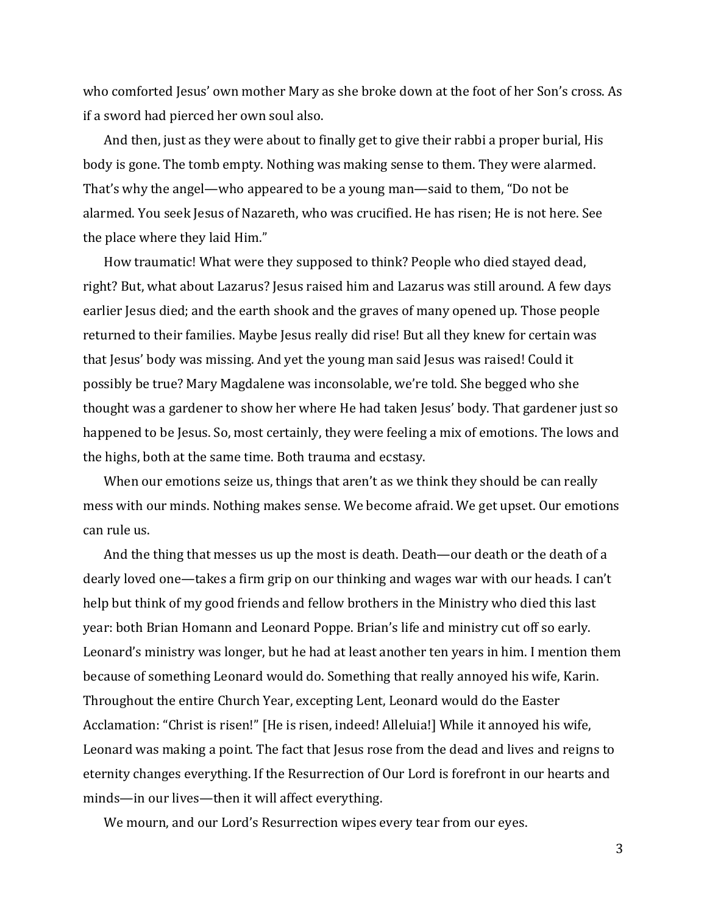who comforted Jesus' own mother Mary as she broke down at the foot of her Son's cross. As if a sword had pierced her own soul also.

And then, just as they were about to finally get to give their rabbi a proper burial, His body is gone. The tomb empty. Nothing was making sense to them. They were alarmed. That's why the angel—who appeared to be a young man—said to them, "Do not be alarmed. You seek Jesus of Nazareth, who was crucified. He has risen; He is not here. See the place where they laid Him."

How traumatic! What were they supposed to think? People who died stayed dead, right? But, what about Lazarus? Jesus raised him and Lazarus was still around. A few days earlier Jesus died; and the earth shook and the graves of many opened up. Those people returned to their families. Maybe Jesus really did rise! But all they knew for certain was that Jesus' body was missing. And yet the young man said Jesus was raised! Could it possibly be true? Mary Magdalene was inconsolable, we're told. She begged who she thought was a gardener to show her where He had taken Jesus' body. That gardener just so happened to be Jesus. So, most certainly, they were feeling a mix of emotions. The lows and the highs, both at the same time. Both trauma and ecstasy.

When our emotions seize us, things that aren't as we think they should be can really mess with our minds. Nothing makes sense. We become afraid. We get upset. Our emotions can rule us.

And the thing that messes us up the most is death. Death—our death or the death of a dearly loved one—takes a firm grip on our thinking and wages war with our heads. I can't help but think of my good friends and fellow brothers in the Ministry who died this last year: both Brian Homann and Leonard Poppe. Brian's life and ministry cut off so early. Leonard's ministry was longer, but he had at least another ten years in him. I mention them because of something Leonard would do. Something that really annoyed his wife, Karin. Throughout the entire Church Year, excepting Lent, Leonard would do the Easter Acclamation: "Christ is risen!" [He is risen, indeed! Alleluia!] While it annoyed his wife, Leonard was making a point. The fact that Jesus rose from the dead and lives and reigns to eternity changes everything. If the Resurrection of Our Lord is forefront in our hearts and minds—in our lives—then it will affect everything.

We mourn, and our Lord's Resurrection wipes every tear from our eyes.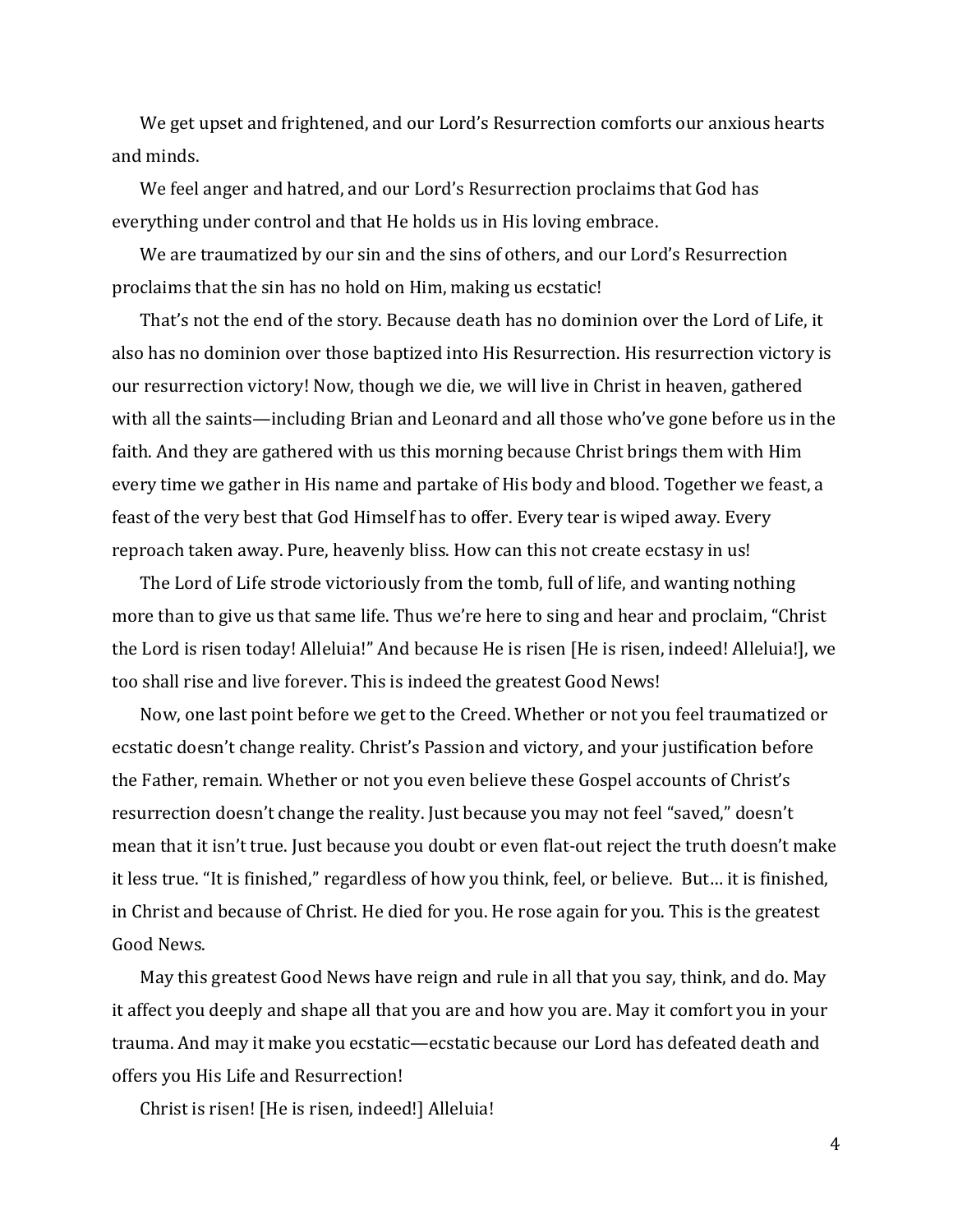We get upset and frightened, and our Lord's Resurrection comforts our anxious hearts and minds.

We feel anger and hatred, and our Lord's Resurrection proclaims that God has everything under control and that He holds us in His loving embrace.

We are traumatized by our sin and the sins of others, and our Lord's Resurrection proclaims that the sin has no hold on Him, making us ecstatic!

That's not the end of the story. Because death has no dominion over the Lord of Life, it also has no dominion over those baptized into His Resurrection. His resurrection victory is our resurrection victory! Now, though we die, we will live in Christ in heaven, gathered with all the saints—including Brian and Leonard and all those who've gone before us in the faith. And they are gathered with us this morning because Christ brings them with Him every time we gather in His name and partake of His body and blood. Together we feast, a feast of the very best that God Himself has to offer. Every tear is wiped away. Every reproach taken away. Pure, heavenly bliss. How can this not create ecstasy in us!

The Lord of Life strode victoriously from the tomb, full of life, and wanting nothing more than to give us that same life. Thus we're here to sing and hear and proclaim, "Christ the Lord is risen today! Alleluia!" And because He is risen [He is risen, indeed! Alleluia!], we too shall rise and live forever. This is indeed the greatest Good News!

Now, one last point before we get to the Creed. Whether or not you feel traumatized or ecstatic doesn't change reality. Christ's Passion and victory, and your justification before the Father, remain. Whether or not you even believe these Gospel accounts of Christ's resurrection doesn't change the reality. Just because you may not feel "saved," doesn't mean that it isn't true. Just because you doubt or even flat-out reject the truth doesn't make it less true. "It is finished," regardless of how you think, feel, or believe. But… it is finished, in Christ and because of Christ. He died for you. He rose again for you. This is the greatest Good News.

May this greatest Good News have reign and rule in all that you say, think, and do. May it affect you deeply and shape all that you are and how you are. May it comfort you in your trauma. And may it make you ecstatic—ecstatic because our Lord has defeated death and offers you His Life and Resurrection!

Christ is risen! [He is risen, indeed!] Alleluia!